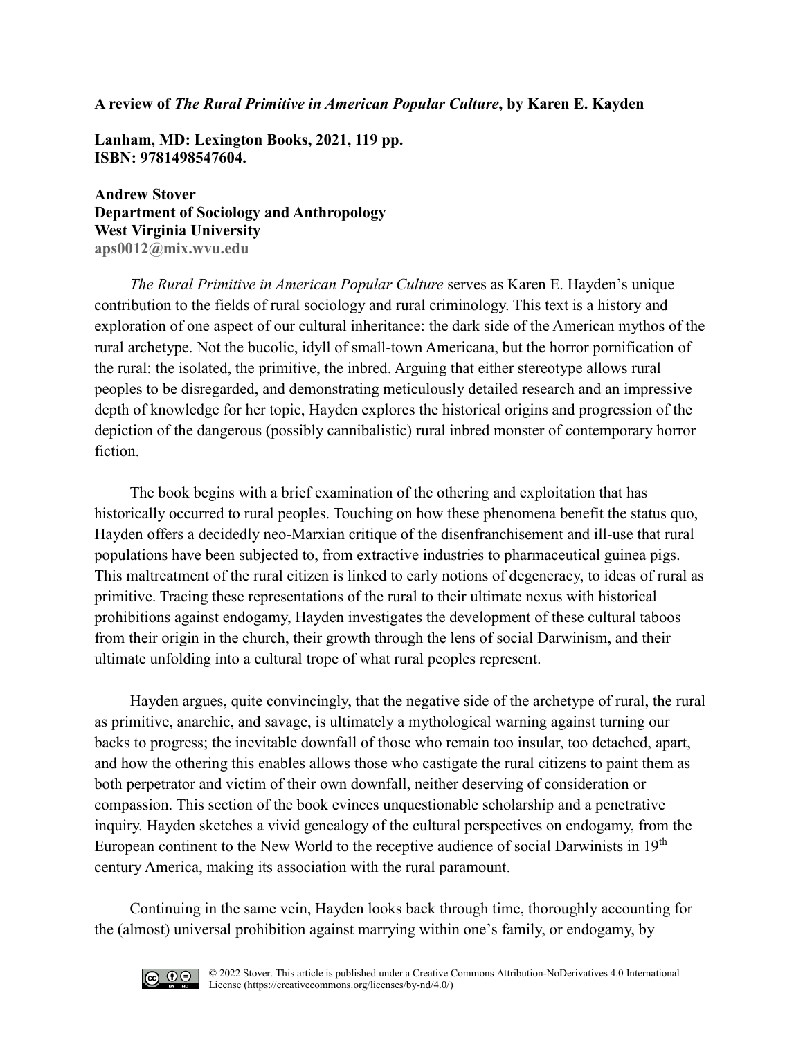**A review of *The Rural Primitive in American Popular Culture*, by Karen E. Kayden**

**Lanham, MD: Lexington Books, 2021, 119 pp.**
**ISBN: 9781498547604.**

**Andrew Stover**
**Department of Sociology and Anthropology**
**West Virginia University**
**aps0012@mix.wvu.edu**

*The Rural Primitive in American Popular Culture* serves as Karen E. Hayden's unique contribution to the fields of rural sociology and rural criminology. This text is a history and exploration of one aspect of our cultural inheritance: the dark side of the American mythos of the rural archetype. Not the bucolic, idyll of small-town Americana, but the horror pornification of the rural: the isolated, the primitive, the inbred. Arguing that either stereotype allows rural peoples to be disregarded, and demonstrating meticulously detailed research and an impressive depth of knowledge for her topic, Hayden explores the historical origins and progression of the depiction of the dangerous (possibly cannibalistic) rural inbred monster of contemporary horror fiction.

The book begins with a brief examination of the othering and exploitation that has historically occurred to rural peoples. Touching on how these phenomena benefit the status quo, Hayden offers a decidedly neo-Marxian critique of the disenfranchisement and ill-use that rural populations have been subjected to, from extractive industries to pharmaceutical guinea pigs. This maltreatment of the rural citizen is linked to early notions of degeneracy, to ideas of rural as primitive. Tracing these representations of the rural to their ultimate nexus with historical prohibitions against endogamy, Hayden investigates the development of these cultural taboos from their origin in the church, their growth through the lens of social Darwinism, and their ultimate unfolding into a cultural trope of what rural peoples represent.

Hayden argues, quite convincingly, that the negative side of the archetype of rural, the rural as primitive, anarchic, and savage, is ultimately a mythological warning against turning our backs to progress; the inevitable downfall of those who remain too insular, too detached, apart, and how the othering this enables allows those who castigate the rural citizens to paint them as both perpetrator and victim of their own downfall, neither deserving of consideration or compassion. This section of the book evinces unquestionable scholarship and a penetrative inquiry. Hayden sketches a vivid genealogy of the cultural perspectives on endogamy, from the European continent to the New World to the receptive audience of social Darwinists in 19th century America, making its association with the rural paramount.

Continuing in the same vein, Hayden looks back through time, thoroughly accounting for the (almost) universal prohibition against marrying within one's family, or endogamy, by

© 2022 Stover. This article is published under a Creative Commons Attribution-NoDerivatives 4.0 International License (https://creativecommons.org/licenses/by-nd/4.0/)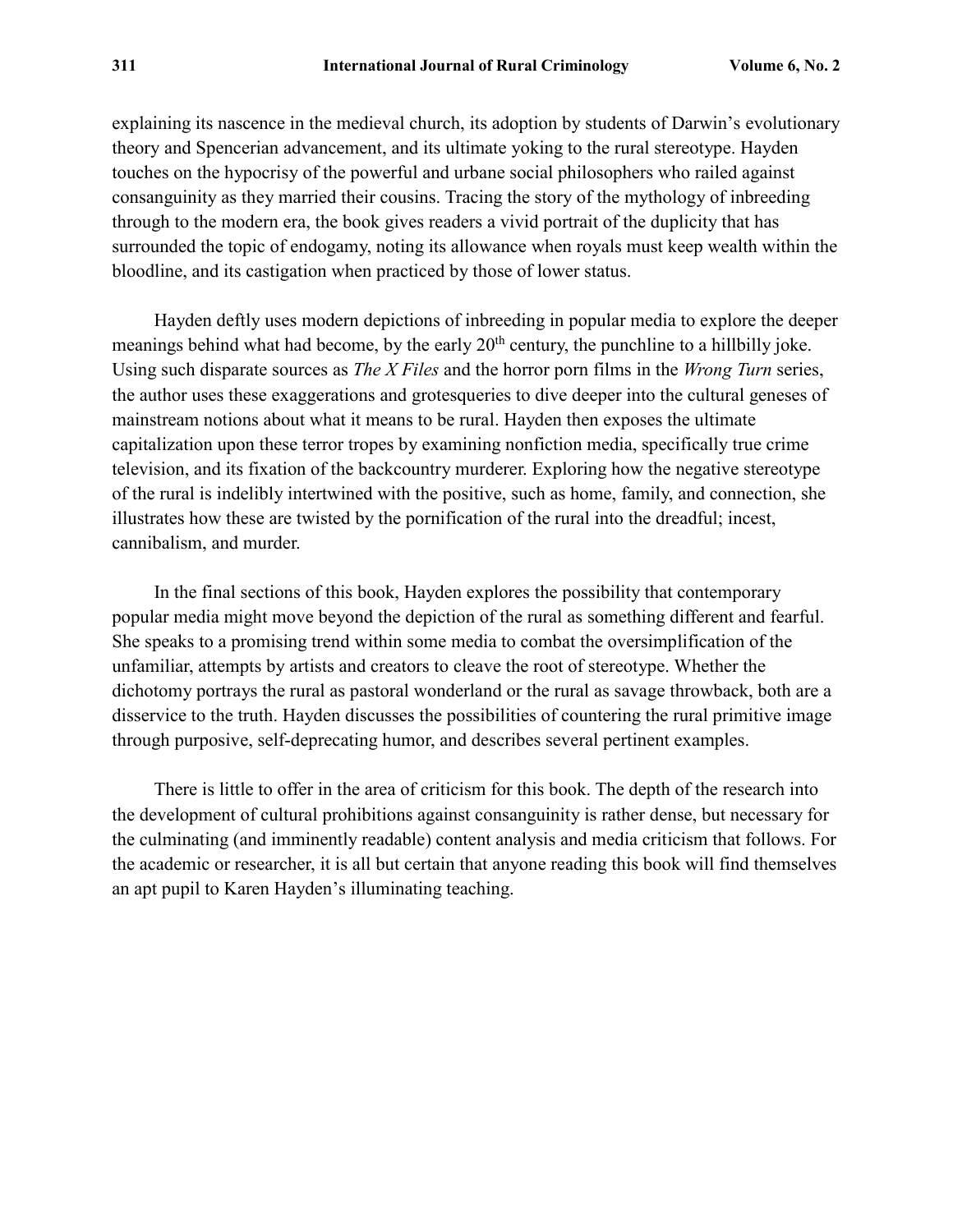explaining its nascence in the medieval church, its adoption by students of Darwin's evolutionary theory and Spencerian advancement, and its ultimate yoking to the rural stereotype. Hayden touches on the hypocrisy of the powerful and urbane social philosophers who railed against consanguinity as they married their cousins. Tracing the story of the mythology of inbreeding through to the modern era, the book gives readers a vivid portrait of the duplicity that has surrounded the topic of endogamy, noting its allowance when royals must keep wealth within the bloodline, and its castigation when practiced by those of lower status.

Hayden deftly uses modern depictions of inbreeding in popular media to explore the deeper meanings behind what had become, by the early 20th century, the punchline to a hillbilly joke. Using such disparate sources as *The X Files* and the horror porn films in the *Wrong Turn* series, the author uses these exaggerations and grotesqueries to dive deeper into the cultural geneses of mainstream notions about what it means to be rural. Hayden then exposes the ultimate capitalization upon these terror tropes by examining nonfiction media, specifically true crime television, and its fixation of the backcountry murderer. Exploring how the negative stereotype of the rural is indelibly intertwined with the positive, such as home, family, and connection, she illustrates how these are twisted by the pornification of the rural into the dreadful; incest, cannibalism, and murder.

In the final sections of this book, Hayden explores the possibility that contemporary popular media might move beyond the depiction of the rural as something different and fearful. She speaks to a promising trend within some media to combat the oversimplification of the unfamiliar, attempts by artists and creators to cleave the root of stereotype. Whether the dichotomy portrays the rural as pastoral wonderland or the rural as savage throwback, both are a disservice to the truth. Hayden discusses the possibilities of countering the rural primitive image through purposive, self-deprecating humor, and describes several pertinent examples.

There is little to offer in the area of criticism for this book. The depth of the research into the development of cultural prohibitions against consanguinity is rather dense, but necessary for the culminating (and imminently readable) content analysis and media criticism that follows. For the academic or researcher, it is all but certain that anyone reading this book will find themselves an apt pupil to Karen Hayden's illuminating teaching.